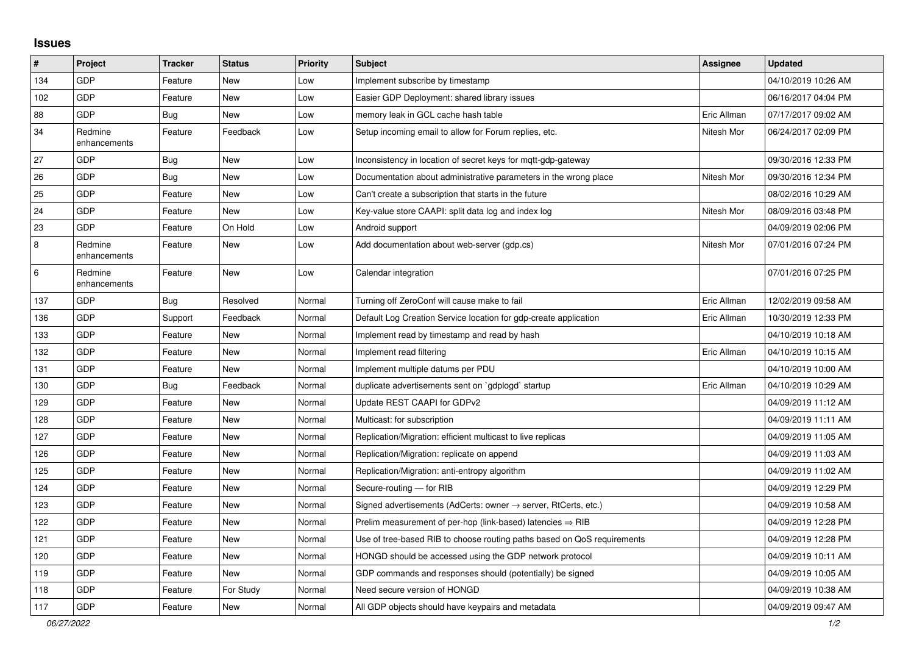## Issues

| # | Project | Tracker | Status | Priority | Subject | Assignee | Updated |
|---|---|---|---|---|---|---|---|
| 134 | GDP | Feature | New | Low | Implement subscribe by timestamp | | 04/10/2019 10:26 AM |
| 102 | GDP | Feature | New | Low | Easier GDP Deployment: shared library issues | | 06/16/2017 04:04 PM |
| 88 | GDP | Bug | New | Low | memory leak in GCL cache hash table | Eric Allman | 07/17/2017 09:02 AM |
| 34 | Redmine enhancements | Feature | Feedback | Low | Setup incoming email to allow for Forum replies, etc. | Nitesh Mor | 06/24/2017 02:09 PM |
| 27 | GDP | Bug | New | Low | Inconsistency in location of secret keys for mqtt-gdp-gateway | | 09/30/2016 12:33 PM |
| 26 | GDP | Bug | New | Low | Documentation about administrative parameters in the wrong place | Nitesh Mor | 09/30/2016 12:34 PM |
| 25 | GDP | Feature | New | Low | Can't create a subscription that starts in the future | | 08/02/2016 10:29 AM |
| 24 | GDP | Feature | New | Low | Key-value store CAAPI: split data log and index log | Nitesh Mor | 08/09/2016 03:48 PM |
| 23 | GDP | Feature | On Hold | Low | Android support | | 04/09/2019 02:06 PM |
| 8 | Redmine enhancements | Feature | New | Low | Add documentation about web-server (gdp.cs) | Nitesh Mor | 07/01/2016 07:24 PM |
| 6 | Redmine enhancements | Feature | New | Low | Calendar integration | | 07/01/2016 07:25 PM |
| 137 | GDP | Bug | Resolved | Normal | Turning off ZeroConf will cause make to fail | Eric Allman | 12/02/2019 09:58 AM |
| 136 | GDP | Support | Feedback | Normal | Default Log Creation Service location for gdp-create application | Eric Allman | 10/30/2019 12:33 PM |
| 133 | GDP | Feature | New | Normal | Implement read by timestamp and read by hash | | 04/10/2019 10:18 AM |
| 132 | GDP | Feature | New | Normal | Implement read filtering | Eric Allman | 04/10/2019 10:15 AM |
| 131 | GDP | Feature | New | Normal | Implement multiple datums per PDU | | 04/10/2019 10:00 AM |
| 130 | GDP | Bug | Feedback | Normal | duplicate advertisements sent on `gdplogd` startup | Eric Allman | 04/10/2019 10:29 AM |
| 129 | GDP | Feature | New | Normal | Update REST CAAPI for GDPv2 | | 04/09/2019 11:12 AM |
| 128 | GDP | Feature | New | Normal | Multicast: for subscription | | 04/09/2019 11:11 AM |
| 127 | GDP | Feature | New | Normal | Replication/Migration: efficient multicast to live replicas | | 04/09/2019 11:05 AM |
| 126 | GDP | Feature | New | Normal | Replication/Migration: replicate on append | | 04/09/2019 11:03 AM |
| 125 | GDP | Feature | New | Normal | Replication/Migration: anti-entropy algorithm | | 04/09/2019 11:02 AM |
| 124 | GDP | Feature | New | Normal | Secure-routing — for RIB | | 04/09/2019 12:29 PM |
| 123 | GDP | Feature | New | Normal | Signed advertisements (AdCerts: owner → server, RtCerts, etc.) | | 04/09/2019 10:58 AM |
| 122 | GDP | Feature | New | Normal | Prelim measurement of per-hop (link-based) latencies ⇒ RIB | | 04/09/2019 12:28 PM |
| 121 | GDP | Feature | New | Normal | Use of tree-based RIB to choose routing paths based on QoS requirements | | 04/09/2019 12:28 PM |
| 120 | GDP | Feature | New | Normal | HONGD should be accessed using the GDP network protocol | | 04/09/2019 10:11 AM |
| 119 | GDP | Feature | New | Normal | GDP commands and responses should (potentially) be signed | | 04/09/2019 10:05 AM |
| 118 | GDP | Feature | For Study | Normal | Need secure version of HONGD | | 04/09/2019 10:38 AM |
| 117 | GDP | Feature | New | Normal | All GDP objects should have keypairs and metadata | | 04/09/2019 09:47 AM |

*06/27/2022*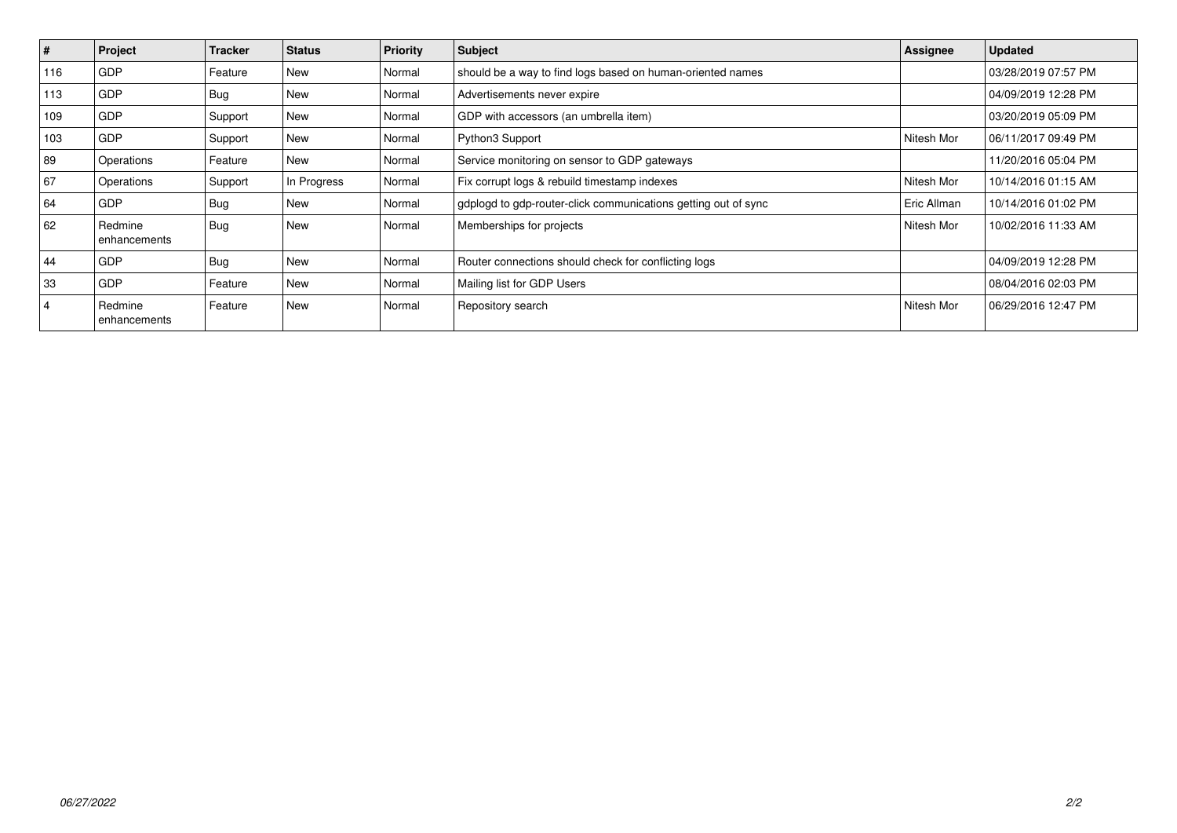| # | Project | Tracker | Status | Priority | Subject | Assignee | Updated |
|---|---|---|---|---|---|---|---|
| 116 | GDP | Feature | New | Normal | should be a way to find logs based on human-oriented names | | 03/28/2019 07:57 PM |
| 113 | GDP | Bug | New | Normal | Advertisements never expire | | 04/09/2019 12:28 PM |
| 109 | GDP | Support | New | Normal | GDP with accessors (an umbrella item) | | 03/20/2019 05:09 PM |
| 103 | GDP | Support | New | Normal | Python3 Support | Nitesh Mor | 06/11/2017 09:49 PM |
| 89 | Operations | Feature | New | Normal | Service monitoring on sensor to GDP gateways | | 11/20/2016 05:04 PM |
| 67 | Operations | Support | In Progress | Normal | Fix corrupt logs & rebuild timestamp indexes | Nitesh Mor | 10/14/2016 01:15 AM |
| 64 | GDP | Bug | New | Normal | gdplogd to gdp-router-click communications getting out of sync | Eric Allman | 10/14/2016 01:02 PM |
| 62 | Redmine enhancements | Bug | New | Normal | Memberships for projects | Nitesh Mor | 10/02/2016 11:33 AM |
| 44 | GDP | Bug | New | Normal | Router connections should check for conflicting logs | | 04/09/2019 12:28 PM |
| 33 | GDP | Feature | New | Normal | Mailing list for GDP Users | | 08/04/2016 02:03 PM |
| 4 | Redmine enhancements | Feature | New | Normal | Repository search | Nitesh Mor | 06/29/2016 12:47 PM |